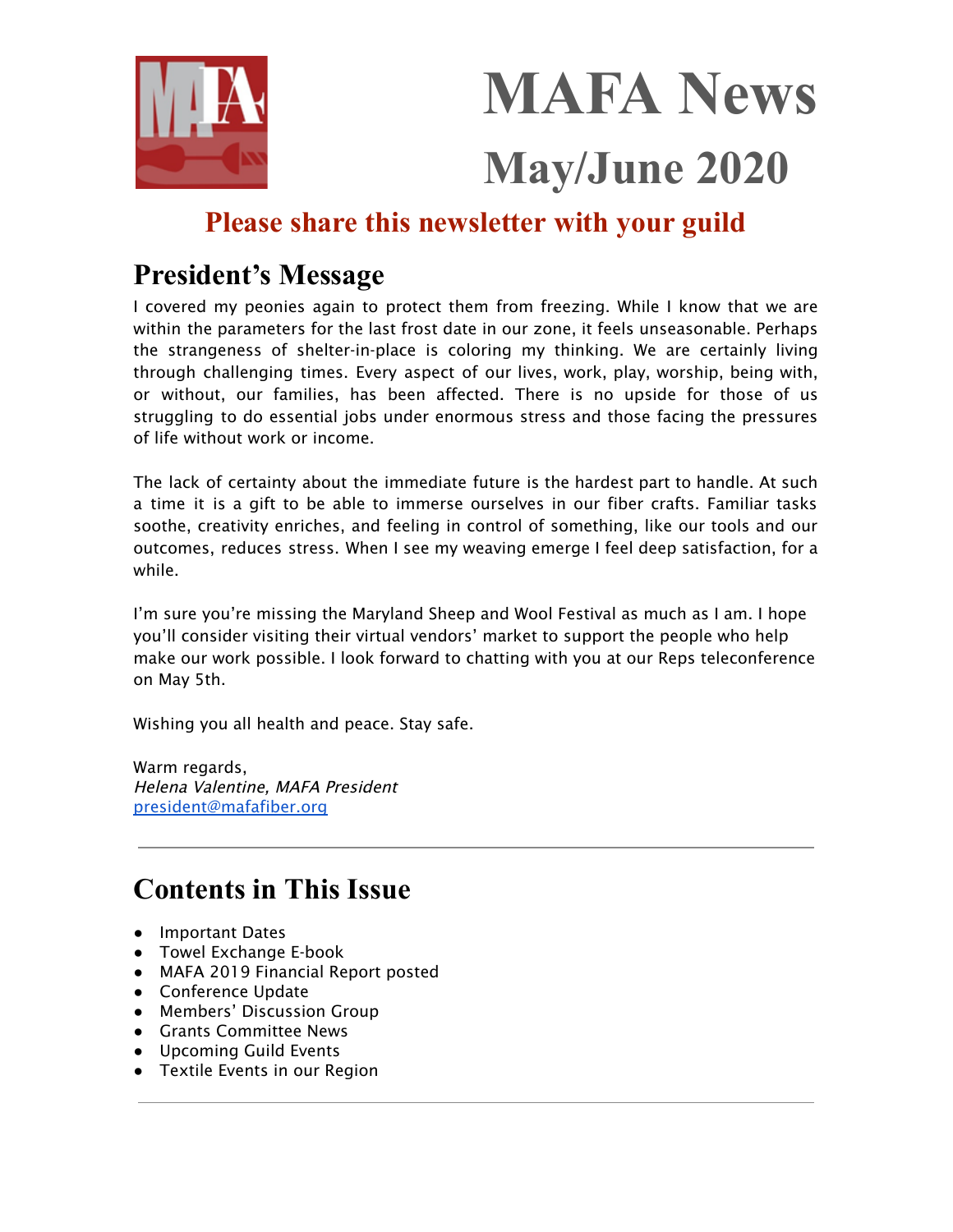# MAFA News

## May/June 2020

**Please share this newsletter with your guild**

## President's Message

I covered my peonies again to protect them from freezing. While I know that we are within the parameters for the last frost date in our zone, it feels unseasonable. Perhaps the strangeness of shelter-in-place is coloring my thinking. We are certainly living through challenging times. Every aspect of our lives, work, play, worship, being with, or without, our families, has been affected. There is no upside for those of us struggling to do essential jobs under enormous stress and those facing the pressures of life without work or income.

The lack of certainty about the immediate future is the hardest part to handle. At such a time it is a gift to be able to immerse ourselves in our fiber crafts. Familiar tasks soothe, creativity enriches, and feeling in control of something, like our tools and our outcomes, reduces stress. When I see my weaving emerge I feel deep satisfaction, for a while.

I'm sure you're missing the Maryland Sheep and Wool Festival as much as I am. I hope you'll consider visiting their virtual vendors' market to support the people who help make our work possible. I look forward to chatting with you at our Reps teleconference on May 5th.

Wishing you all health and peace. Stay safe.

Warm regards,
*Helena Valentine, MAFA President*
president@mafafiber.org

---

## Contents in This Issue

- Important Dates
- Towel Exchange E-book
- MAFA 2019 Financial Report posted
- Conference Update
- Members' Discussion Group
- Grants Committee News
- Upcoming Guild Events
- Textile Events in our Region

---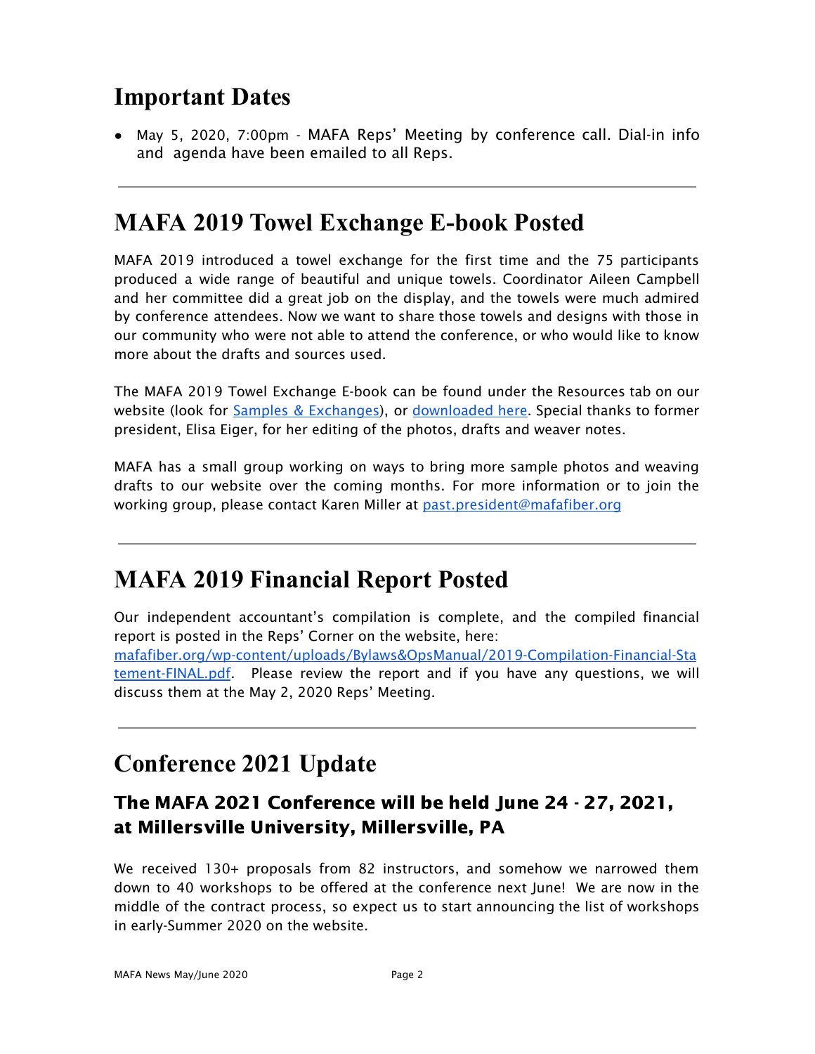## Important Dates

- May 5, 2020, 7:00pm - MAFA Reps' Meeting by conference call. Dial-in info and agenda have been emailed to all Reps.

---

## MAFA 2019 Towel Exchange E-book Posted

MAFA 2019 introduced a towel exchange for the first time and the 75 participants produced a wide range of beautiful and unique towels. Coordinator Aileen Campbell and her committee did a great job on the display, and the towels were much admired by conference attendees. Now we want to share those towels and designs with those in our community who were not able to attend the conference, or who would like to know more about the drafts and sources used.

The MAFA 2019 Towel Exchange E-book can be found under the Resources tab on our website (look for Samples & Exchanges), or downloaded here. Special thanks to former president, Elisa Eiger, for her editing of the photos, drafts and weaver notes.

MAFA has a small group working on ways to bring more sample photos and weaving drafts to our website over the coming months. For more information or to join the working group, please contact Karen Miller at past.president@mafafiber.org

---

## MAFA 2019 Financial Report Posted

Our independent accountant's compilation is complete, and the compiled financial report is posted in the Reps' Corner on the website, here: mafafiber.org/wp-content/uploads/Bylaws&OpsManual/2019-Compilation-Financial-Statement-FINAL.pdf. Please review the report and if you have any questions, we will discuss them at the May 2, 2020 Reps' Meeting.

---

## Conference 2021 Update

### The MAFA 2021 Conference will be held June 24 - 27, 2021, at Millersville University, Millersville, PA

We received 130+ proposals from 82 instructors, and somehow we narrowed them down to 40 workshops to be offered at the conference next June! We are now in the middle of the contract process, so expect us to start announcing the list of workshops in early-Summer 2020 on the website.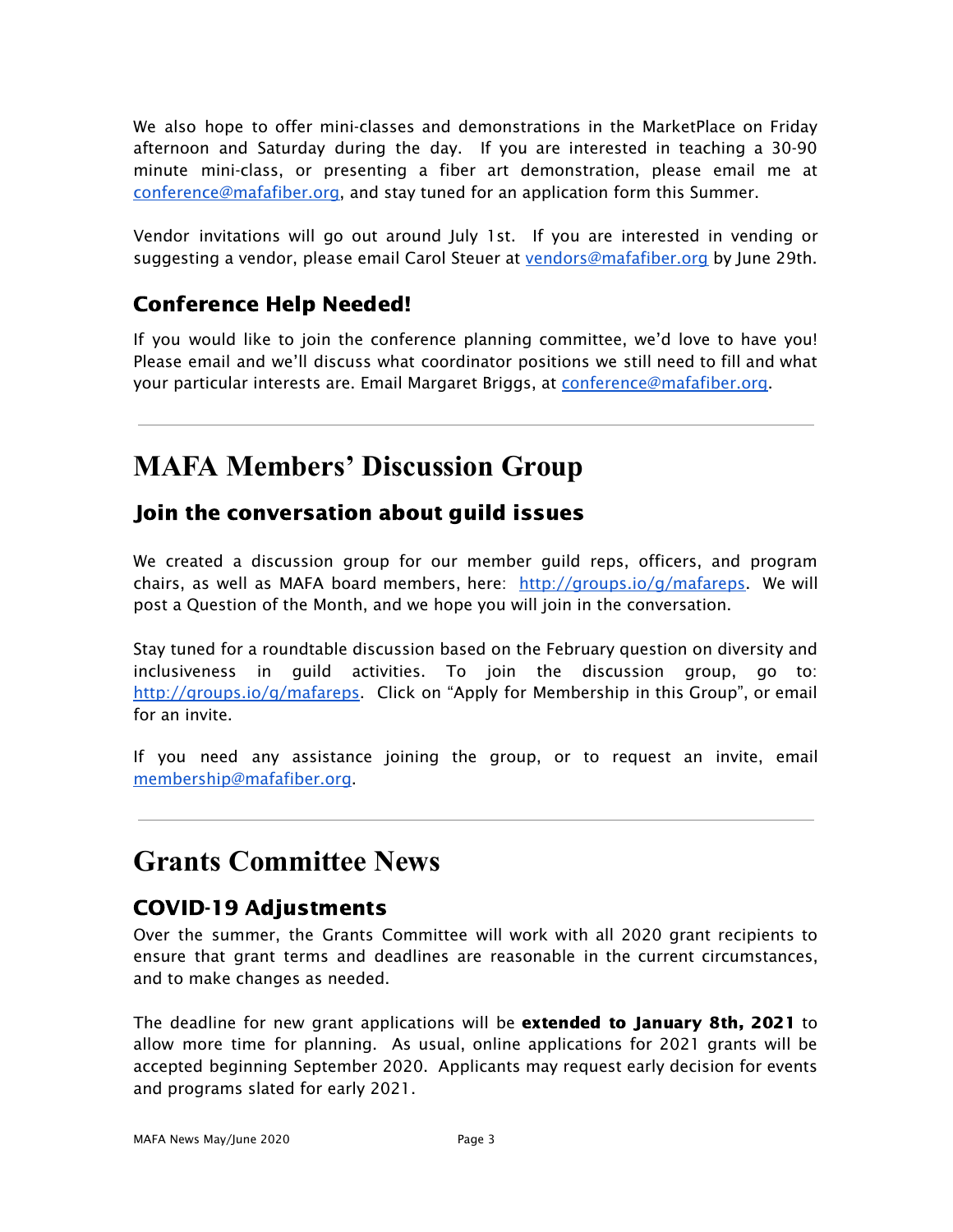We also hope to offer mini-classes and demonstrations in the MarketPlace on Friday afternoon and Saturday during the day. If you are interested in teaching a 30-90 minute mini-class, or presenting a fiber art demonstration, please email me at conference@mafafiber.org, and stay tuned for an application form this Summer.

Vendor invitations will go out around July 1st. If you are interested in vending or suggesting a vendor, please email Carol Steuer at vendors@mafafiber.org by June 29th.

### Conference Help Needed!

If you would like to join the conference planning committee, we'd love to have you! Please email and we'll discuss what coordinator positions we still need to fill and what your particular interests are. Email Margaret Briggs, at conference@mafafiber.org.

---

# MAFA Members' Discussion Group

### Join the conversation about guild issues

We created a discussion group for our member guild reps, officers, and program chairs, as well as MAFA board members, here: http://groups.io/g/mafareps. We will post a Question of the Month, and we hope you will join in the conversation.

Stay tuned for a roundtable discussion based on the February question on diversity and inclusiveness in guild activities. To join the discussion group, go to: http://groups.io/g/mafareps. Click on "Apply for Membership in this Group", or email for an invite.

If you need any assistance joining the group, or to request an invite, email membership@mafafiber.org.

---

# Grants Committee News

### COVID-19 Adjustments

Over the summer, the Grants Committee will work with all 2020 grant recipients to ensure that grant terms and deadlines are reasonable in the current circumstances, and to make changes as needed.

The deadline for new grant applications will be **extended to January 8th, 2021** to allow more time for planning. As usual, online applications for 2021 grants will be accepted beginning September 2020. Applicants may request early decision for events and programs slated for early 2021.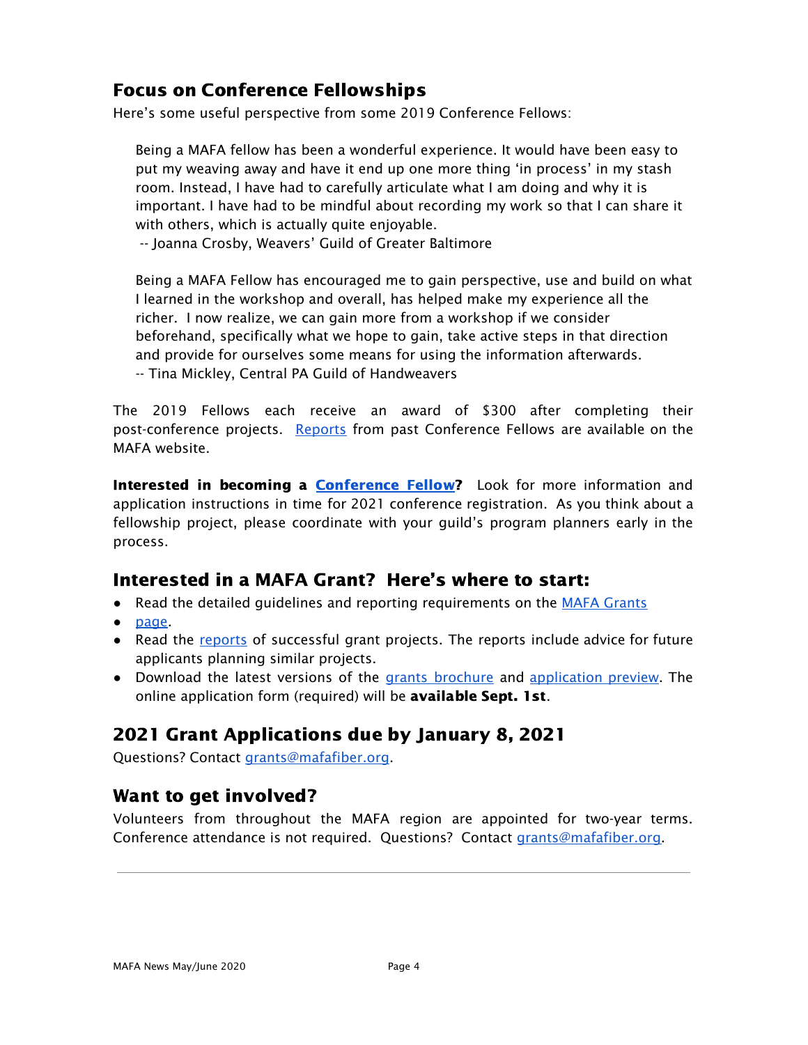## Focus on Conference Fellowships

Here's some useful perspective from some 2019 Conference Fellows:

> Being a MAFA fellow has been a wonderful experience. It would have been easy to put my weaving away and have it end up one more thing 'in process' in my stash room. Instead, I have had to carefully articulate what I am doing and why it is important. I have had to be mindful about recording my work so that I can share it with others, which is actually quite enjoyable.
> -- Joanna Crosby, Weavers' Guild of Greater Baltimore

> Being a MAFA Fellow has encouraged me to gain perspective, use and build on what I learned in the workshop and overall, has helped make my experience all the richer. I now realize, we can gain more from a workshop if we consider beforehand, specifically what we hope to gain, take active steps in that direction and provide for ourselves some means for using the information afterwards.
> -- Tina Mickley, Central PA Guild of Handweavers

The 2019 Fellows each receive an award of $300 after completing their post-conference projects. Reports from past Conference Fellows are available on the MAFA website.

**Interested in becoming a Conference Fellow?** Look for more information and application instructions in time for 2021 conference registration. As you think about a fellowship project, please coordinate with your guild's program planners early in the process.

## Interested in a MAFA Grant? Here's where to start:

- Read the detailed guidelines and reporting requirements on the MAFA Grants page.
- Read the reports of successful grant projects. The reports include advice for future applicants planning similar projects.
- Download the latest versions of the grants brochure and application preview. The online application form (required) will be **available Sept. 1st**.

## 2021 Grant Applications due by January 8, 2021

Questions? Contact grants@mafafiber.org.

## Want to get involved?

Volunteers from throughout the MAFA region are appointed for two-year terms. Conference attendance is not required. Questions? Contact grants@mafafiber.org.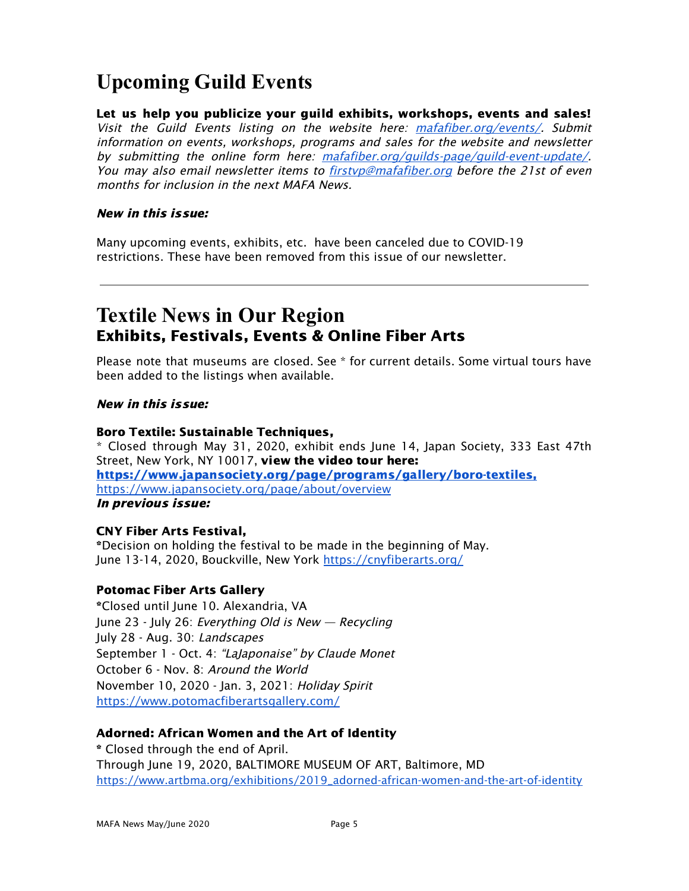# Upcoming Guild Events

**Let us help you publicize your guild exhibits, workshops, events and sales!** *Visit the Guild Events listing on the website here: [mafafiber.org/events/](mafafiber.org/events/). Submit information on events, workshops, programs and sales for the website and newsletter by submitting the online form here: [mafafiber.org/guilds-page/guild-event-update/](mafafiber.org/guilds-page/guild-event-update/). You may also email newsletter items to [firstvp@mafafiber.org](mailto:firstvp@mafafiber.org) before the 21st of even months for inclusion in the next MAFA News.*

***New in this issue:***

Many upcoming events, exhibits, etc. have been canceled due to COVID-19 restrictions. These have been removed from this issue of our newsletter.

---

# Textile News in Our Region

## Exhibits, Festivals, Events & Online Fiber Arts

Please note that museums are closed. See * for current details. Some virtual tours have been added to the listings when available.

***New in this issue:***

**Boro Textile: Sustainable Techniques,**
* Closed through May 31, 2020, exhibit ends June 14, Japan Society, 333 East 47th Street, New York, NY 10017, **view the video tour here:**
**[https://www.japansociety.org/page/programs/gallery/boro-textiles,](https://www.japansociety.org/page/programs/gallery/boro-textiles)**
[https://www.japansociety.org/page/about/overview](https://www.japansociety.org/page/about/overview)

***In previous issue:***

**CNY Fiber Arts Festival,**
*Decision on holding the festival to be made in the beginning of May.
June 13-14, 2020, Bouckville, New York [https://cnyfiberarts.org/](https://cnyfiberarts.org/)

**Potomac Fiber Arts Gallery**
*Closed until June 10. Alexandria, VA
June 23 - July 26: *Everything Old is New — Recycling*
July 28 - Aug. 30: *Landscapes*
September 1 - Oct. 4: *"LaJaponaise" by Claude Monet*
October 6 - Nov. 8: *Around the World*
November 10, 2020 - Jan. 3, 2021: *Holiday Spirit*
[https://www.potomacfiberartsgallery.com/](https://www.potomacfiberartsgallery.com/)

**Adorned: African Women and the Art of Identity**
* Closed through the end of April.
Through June 19, 2020, BALTIMORE MUSEUM OF ART, Baltimore, MD
[https://www.artbma.org/exhibitions/2019_adorned-african-women-and-the-art-of-identity](https://www.artbma.org/exhibitions/2019_adorned-african-women-and-the-art-of-identity)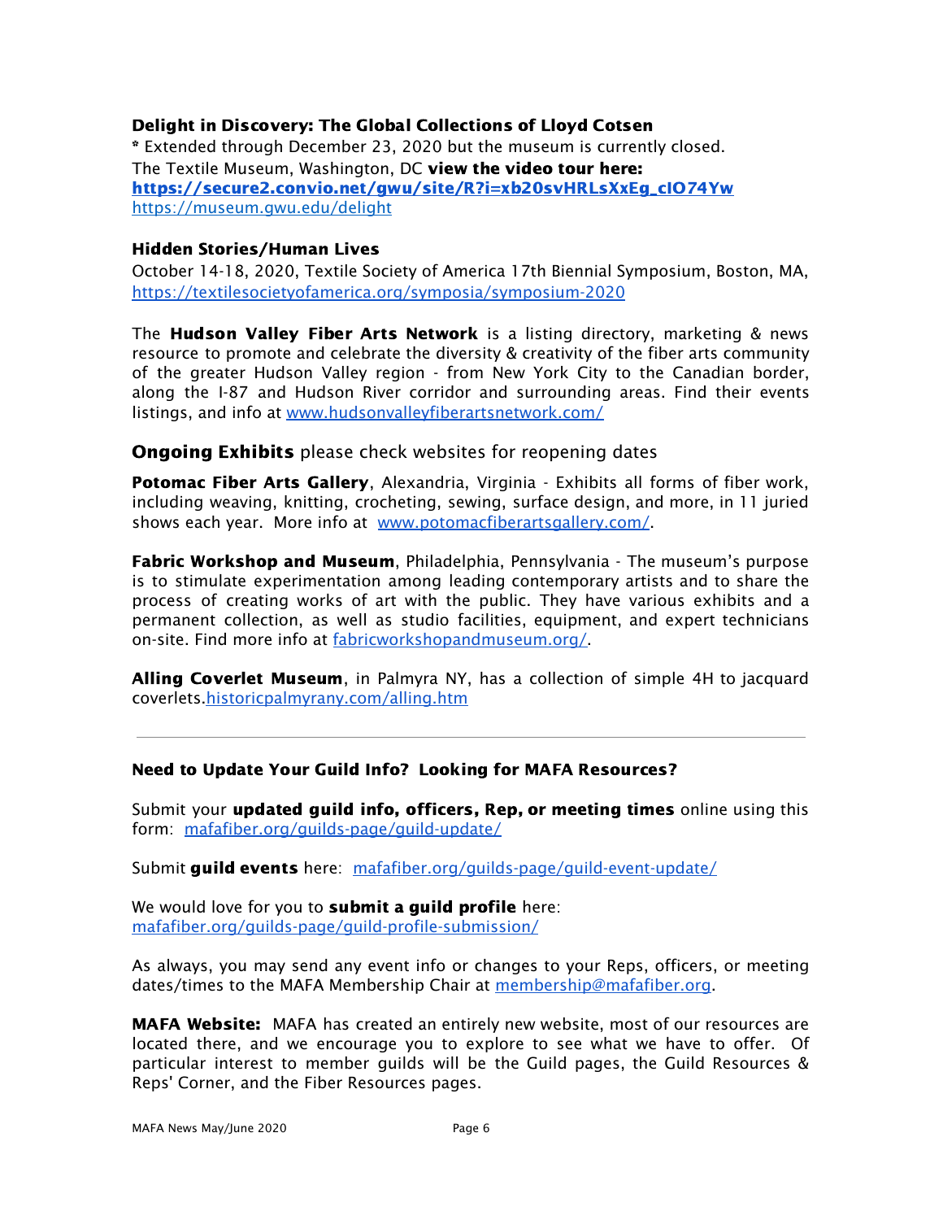**Delight in Discovery: The Global Collections of Lloyd Cotsen**

* Extended through December 23, 2020 but the museum is currently closed.
The Textile Museum, Washington, DC **view the video tour here:**
**https://secure2.convio.net/gwu/site/R?i=xb20svHRLsXxEg_cIO74Yw**
https://museum.gwu.edu/delight

**Hidden Stories/Human Lives**

October 14-18, 2020, Textile Society of America 17th Biennial Symposium, Boston, MA, https://textilesocietyofamerica.org/symposia/symposium-2020

The **Hudson Valley Fiber Arts Network** is a listing directory, marketing & news resource to promote and celebrate the diversity & creativity of the fiber arts community of the greater Hudson Valley region - from New York City to the Canadian border, along the I-87 and Hudson River corridor and surrounding areas. Find their events listings, and info at www.hudsonvalleyfiberartsnetwork.com/

## **Ongoing Exhibits** please check websites for reopening dates

**Potomac Fiber Arts Gallery**, Alexandria, Virginia - Exhibits all forms of fiber work, including weaving, knitting, crocheting, sewing, surface design, and more, in 11 juried shows each year. More info at www.potomacfiberartsgallery.com/.

**Fabric Workshop and Museum**, Philadelphia, Pennsylvania - The museum's purpose is to stimulate experimentation among leading contemporary artists and to share the process of creating works of art with the public. They have various exhibits and a permanent collection, as well as studio facilities, equipment, and expert technicians on-site. Find more info at fabricworkshopandmuseum.org/.

**Alling Coverlet Museum**, in Palmyra NY, has a collection of simple 4H to jacquard coverlets.historicpalmyrany.com/alling.htm

---

**Need to Update Your Guild Info? Looking for MAFA Resources?**

Submit your **updated guild info, officers, Rep, or meeting times** online using this form: mafafiber.org/guilds-page/guild-update/

Submit **guild events** here: mafafiber.org/guilds-page/guild-event-update/

We would love for you to **submit a guild profile** here:
mafafiber.org/guilds-page/guild-profile-submission/

As always, you may send any event info or changes to your Reps, officers, or meeting dates/times to the MAFA Membership Chair at membership@mafafiber.org.

**MAFA Website:** MAFA has created an entirely new website, most of our resources are located there, and we encourage you to explore to see what we have to offer. Of particular interest to member guilds will be the Guild pages, the Guild Resources & Reps' Corner, and the Fiber Resources pages.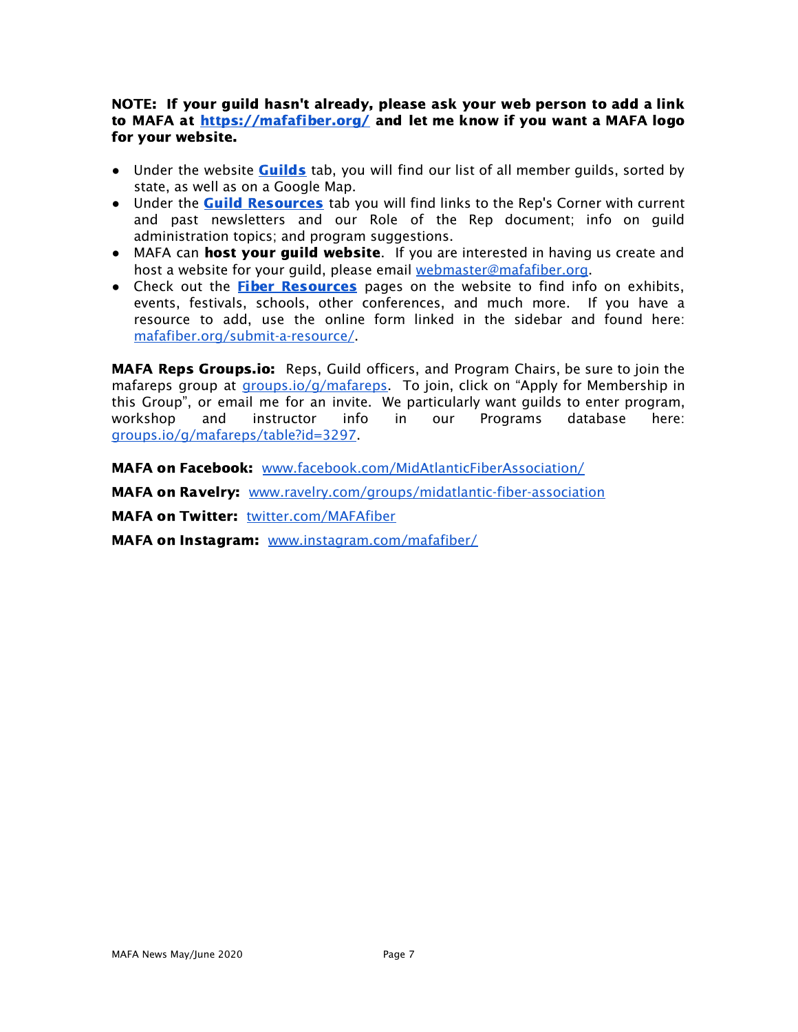**NOTE: If your guild hasn't already, please ask your web person to add a link to MAFA at https://mafafiber.org/ and let me know if you want a MAFA logo for your website.**

- Under the website **Guilds** tab, you will find our list of all member guilds, sorted by state, as well as on a Google Map.
- Under the **Guild Resources** tab you will find links to the Rep's Corner with current and past newsletters and our Role of the Rep document; info on guild administration topics; and program suggestions.
- MAFA can **host your guild website**. If you are interested in having us create and host a website for your guild, please email webmaster@mafafiber.org.
- Check out the **Fiber Resources** pages on the website to find info on exhibits, events, festivals, schools, other conferences, and much more. If you have a resource to add, use the online form linked in the sidebar and found here: mafafiber.org/submit-a-resource/.

**MAFA Reps Groups.io:** Reps, Guild officers, and Program Chairs, be sure to join the mafareps group at groups.io/g/mafareps. To join, click on "Apply for Membership in this Group", or email me for an invite. We particularly want guilds to enter program, workshop and instructor info in our Programs database here: groups.io/g/mafareps/table?id=3297.

**MAFA on Facebook:** www.facebook.com/MidAtlanticFiberAssociation/

**MAFA on Ravelry:** www.ravelry.com/groups/midatlantic-fiber-association

**MAFA on Twitter:** twitter.com/MAFAfiber

**MAFA on Instagram:** www.instagram.com/mafafiber/